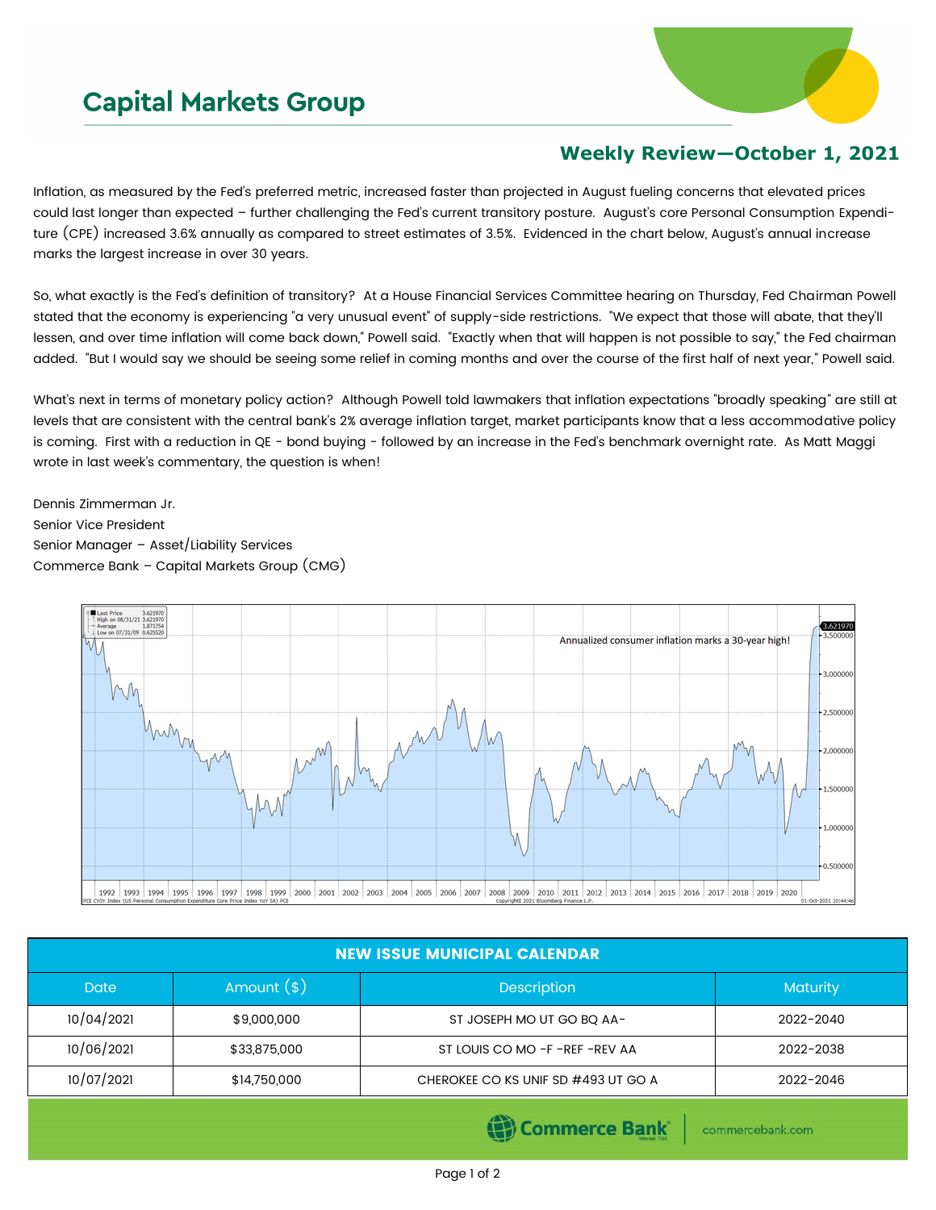# Capital Markets Group

## Weekly Review—October 1, 2021

Inflation, as measured by the Fed's preferred metric, increased faster than projected in August fueling concerns that elevated prices could last longer than expected – further challenging the Fed's current transitory posture. August's core Personal Consumption Expenditure (CPE) increased 3.6% annually as compared to street estimates of 3.5%. Evidenced in the chart below, August's annual increase marks the largest increase in over 30 years.

So, what exactly is the Fed's definition of transitory? At a House Financial Services Committee hearing on Thursday, Fed Chairman Powell stated that the economy is experiencing "a very unusual event" of supply-side restrictions. "We expect that those will abate, that they'll lessen, and over time inflation will come back down," Powell said. "Exactly when that will happen is not possible to say," the Fed chairman added. "But I would say we should be seeing some relief in coming months and over the course of the first half of next year," Powell said.

What's next in terms of monetary policy action? Although Powell told lawmakers that inflation expectations "broadly speaking" are still at levels that are consistent with the central bank's 2% average inflation target, market participants know that a less accommodative policy is coming. First with a reduction in QE - bond buying - followed by an increase in the Fed's benchmark overnight rate. As Matt Maggi wrote in last week's commentary, the question is when!

Dennis Zimmerman Jr.
Senior Vice President
Senior Manager – Asset/Liability Services
Commerce Bank – Capital Markets Group (CMG)

| NEW ISSUE MUNICIPAL CALENDAR | | | |
|---|---|---|---|
| Date | Amount ($) | Description | Maturity |
| 10/04/2021 | $9,000,000 | ST JOSEPH MO UT GO BQ AA- | 2022-2040 |
| 10/06/2021 | $33,875,000 | ST LOUIS CO MO -F -REF -REV AA | 2022-2038 |
| 10/07/2021 | $14,750,000 | CHEROKEE CO KS UNIF SD #493 UT GO A | 2022-2046 |

Commerce Bank | commercebank.com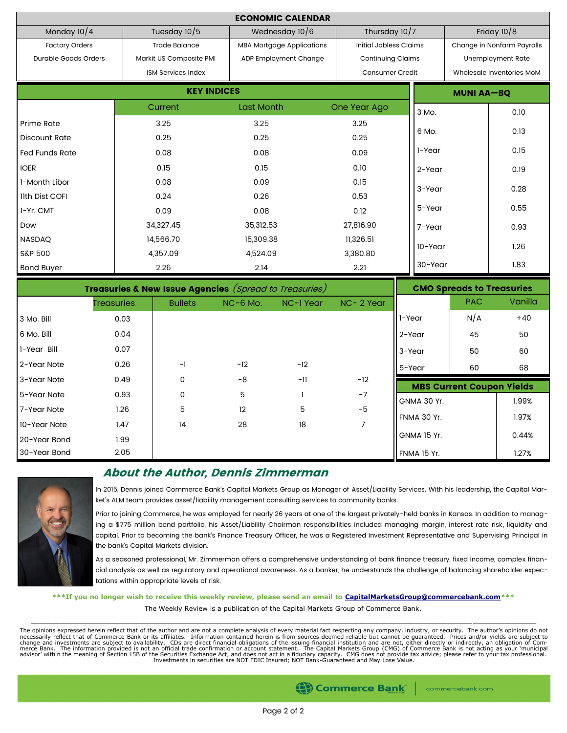## ECONOMIC CALENDAR

| Monday 10/4 | Tuesday 10/5 | Wednesday 10/6 | Thursday 10/7 | Friday 10/8 |
|---|---|---|---|---|
| Factory Orders | Trade Balance | MBA Mortgage Applications | Initial Jobless Claims | Change in Nonfarm Payrolls |
| Durable Goods Orders | Markit US Composite PMI | ADP Employment Change | Continuing Claims | Unemployment Rate |
| | ISM Services Index | | Consumer Credit | Wholesale Inventories MoM |

## KEY INDICES

| | Current | Last Month | One Year Ago |
|---|---|---|---|
| Prime Rate | 3.25 | 3.25 | 3.25 |
| Discount Rate | 0.25 | 0.25 | 0.25 |
| Fed Funds Rate | 0.08 | 0.08 | 0.09 |
| IOER | 0.15 | 0.15 | 0.10 |
| 1-Month Libor | 0.08 | 0.09 | 0.15 |
| 11th Dist COFI | 0.24 | 0.26 | 0.53 |
| 1-Yr. CMT | 0.09 | 0.08 | 0.12 |
| Dow | 34,327.45 | 35,312.53 | 27,816.90 |
| NASDAQ | 14,566.70 | 15,309.38 | 11,326.51 |
| S&P 500 | 4,357.09 | 4,524.09 | 3,380.80 |
| Bond Buyer | 2.26 | 2.14 | 2.21 |

## MUNI AA—BQ

| | |
|---|---|
| 3 Mo. | 0.10 |
| 6 Mo. | 0.13 |
| 1-Year | 0.15 |
| 2-Year | 0.19 |
| 3-Year | 0.28 |
| 5-Year | 0.55 |
| 7-Year | 0.93 |
| 10-Year | 1.26 |
| 30-Year | 1.83 |

## Treasuries & New Issue Agencies *(Spread to Treasuries)*

| | Treasuries | Bullets | NC-6 Mo. | NC-1 Year | NC- 2 Year |
|---|---|---|---|---|---|
| 3 Mo. Bill | 0.03 | | | | |
| 6 Mo. Bill | 0.04 | | | | |
| 1-Year Bill | 0.07 | | | | |
| 2-Year Note | 0.26 | -1 | -12 | -12 | |
| 3-Year Note | 0.49 | 0 | -8 | -11 | -12 |
| 5-Year Note | 0.93 | 0 | 5 | 1 | -7 |
| 7-Year Note | 1.26 | 5 | 12 | 5 | -5 |
| 10-Year Note | 1.47 | 14 | 28 | 18 | 7 |
| 20-Year Bond | 1.99 | | | | |
| 30-Year Bond | 2.05 | | | | |

## CMO Spreads to Treasuries

| | PAC | Vanilla |
|---|---|---|
| 1-Year | N/A | +40 |
| 2-Year | 45 | 50 |
| 3-Year | 50 | 60 |
| 5-Year | 60 | 68 |

## MBS Current Coupon Yields

| | |
|---|---|
| GNMA 30 Yr. | 1.99% |
| FNMA 30 Yr. | 1.97% |
| GNMA 15 Yr. | 0.44% |
| FNMA 15 Yr. | 1.27% |

## *About the Author, Dennis Zimmerman*

In 2015, Dennis joined Commerce Bank's Capital Markets Group as Manager of Asset/Liability Services. With his leadership, the Capital Market's ALM team provides asset/liability management consulting services to community banks.

Prior to joining Commerce, he was employed for nearly 26 years at one of the largest privately-held banks in Kansas. In addition to managing a $775 million bond portfolio, his Asset/Liability Chairman responsibilities included managing margin, interest rate risk, liquidity and capital. Prior to becoming the bank's Finance Treasury Officer, he was a Registered Investment Representative and Supervising Principal in the bank's Capital Markets division.

As a seasoned professional, Mr. Zimmerman offers a comprehensive understanding of bank finance treasury, fixed income, complex financial analysis as well as regulatory and operational awareness. As a banker, he understands the challenge of balancing shareholder expectations within appropriate levels of risk.

**\*\*\*If you no longer wish to receive this weekly review, please send an email to CapitalMarketsGroup@commercebank.com\*\*\***

The Weekly Review is a publication of the Capital Markets Group of Commerce Bank.

The opinions expressed herein reflect that of the author and are not a complete analysis of every material fact respecting any company, industry, or security. The author's opinions do not necessarily reflect that of Commerce Bank or its affiliates. Information contained herein is from sources deemed reliable but cannot be guaranteed. Prices and/or yields are subject to change and investments are subject to availability. CDs are direct financial obligations of the issuing financial institution and are not, either directly or indirectly, an obligation of Commerce Bank. The information provided is not an official trade confirmation or account statement. The Capital Markets Group (CMG) of Commerce Bank is not acting as your 'municipal advisor' within the meaning of Section 15B of the Securities Exchange Act, and does not act in a fiduciary capacity. CMG does not provide tax advice; please refer to your tax professional. Investments in securities are NOT FDIC Insured; NOT Bank-Guaranteed and May Lose Value.

Commerce Bank | commercebank.com